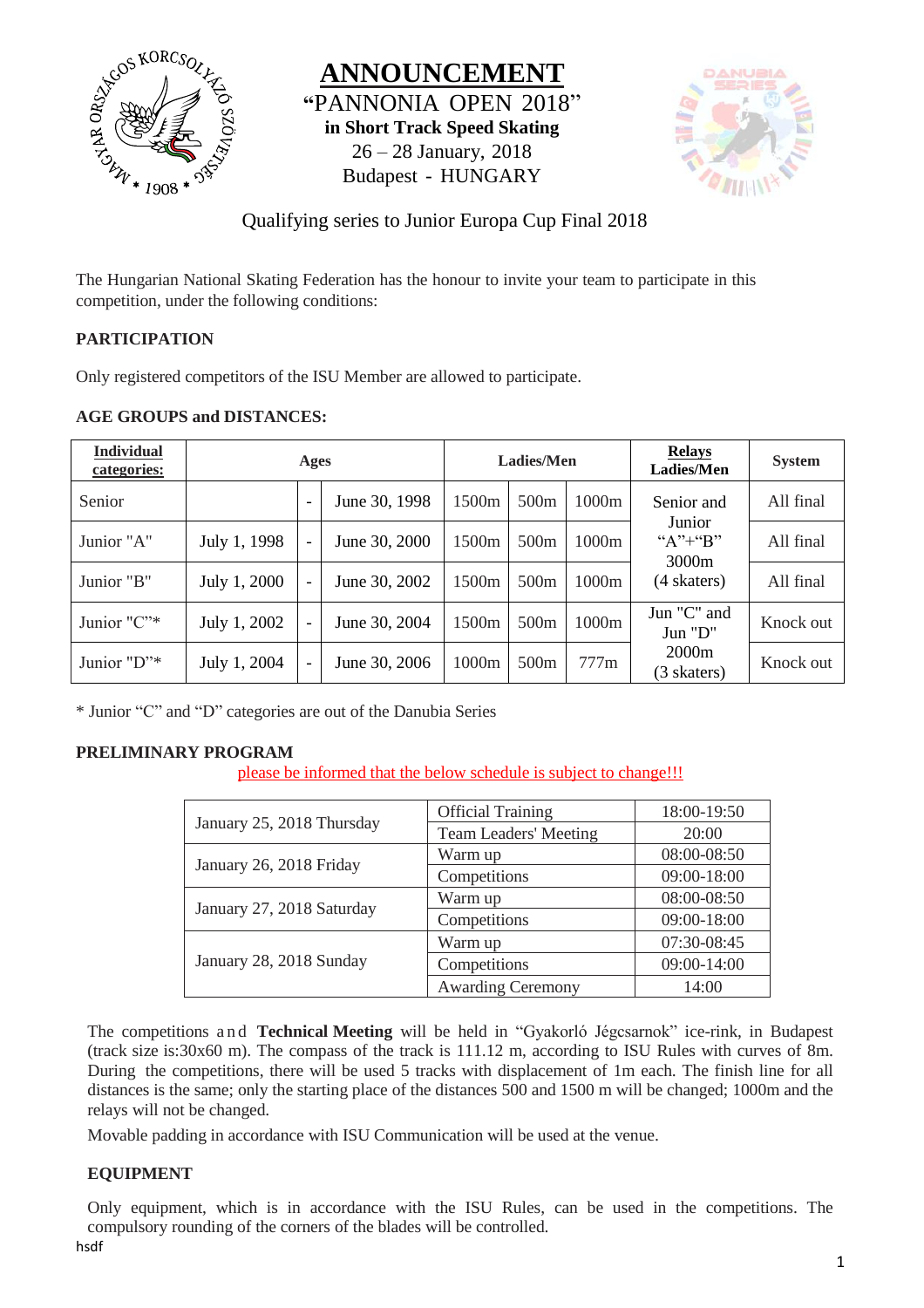# ANNOUNCEMENT

**"PANNONIA OPEN 2018"**

**in Short Track Speed Skating**

26 – 28 January, 2018

Budapest - HUNGARY

Qualifying series to Junior Europa Cup Final 2018

The Hungarian National Skating Federation has the honour to invite your team to participate in this competition, under the following conditions:

## PARTICIPATION

Only registered competitors of the ISU Member are allowed to participate.

## AGE GROUPS and DISTANCES:

| Individual categories: | Ages | | | Ladies/Men | | | Relays Ladies/Men | System |
|---|---|---|---|---|---|---|---|---|
| Senior | | - | June 30, 1998 | 1500m | 500m | 1000m | Senior and Junior "A"+"B" 3000m (4 skaters) | All final |
| Junior "A" | July 1, 1998 | - | June 30, 2000 | 1500m | 500m | 1000m | | All final |
| Junior "B" | July 1, 2000 | - | June 30, 2002 | 1500m | 500m | 1000m | | All final |
| Junior "C"* | July 1, 2002 | - | June 30, 2004 | 1500m | 500m | 1000m | Jun "C" and Jun "D" 2000m (3 skaters) | Knock out |
| Junior "D"* | July 1, 2004 | - | June 30, 2006 | 1000m | 500m | 777m | | Knock out |

\* Junior "C" and "D" categories are out of the Danubia Series

## PRELIMINARY PROGRAM

please be informed that the below schedule is subject to change!!!

| | | |
|---|---|---|
| January 25, 2018 Thursday | Official Training | 18:00-19:50 |
| | Team Leaders' Meeting | 20:00 |
| January 26, 2018 Friday | Warm up | 08:00-08:50 |
| | Competitions | 09:00-18:00 |
| January 27, 2018 Saturday | Warm up | 08:00-08:50 |
| | Competitions | 09:00-18:00 |
| January 28, 2018 Sunday | Warm up | 07:30-08:45 |
| | Competitions | 09:00-14:00 |
| | Awarding Ceremony | 14:00 |

The competitions and **Technical Meeting** will be held in "Gyakorló Jégcsarnok" ice-rink, in Budapest (track size is:30x60 m). The compass of the track is 111.12 m, according to ISU Rules with curves of 8m. During the competitions, there will be used 5 tracks with displacement of 1m each. The finish line for all distances is the same; only the starting place of the distances 500 and 1500 m will be changed; 1000m and the relays will not be changed.

Movable padding in accordance with ISU Communication will be used at the venue.

## EQUIPMENT

Only equipment, which is in accordance with the ISU Rules, can be used in the competitions. The compulsory rounding of the corners of the blades will be controlled.

hsdf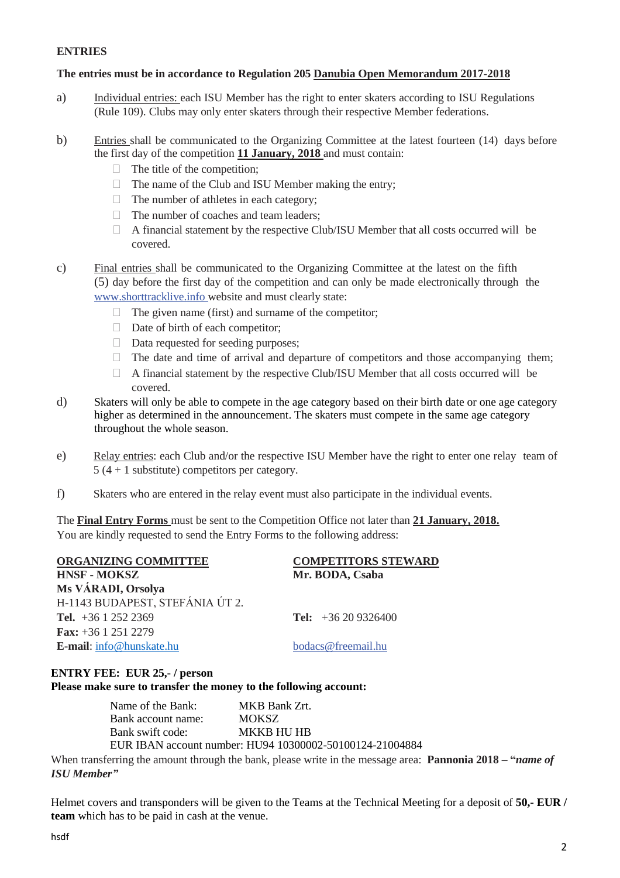## ENTRIES

**The entries must be in accordance to Regulation 205 Danubia Open Memorandum 2017-2018**

a) Individual entries: each ISU Member has the right to enter skaters according to ISU Regulations (Rule 109). Clubs may only enter skaters through their respective Member federations.

b) Entries shall be communicated to the Organizing Committee at the latest fourteen (14) days before the first day of the competition **11 January, 2018** and must contain:

- The title of the competition;
- The name of the Club and ISU Member making the entry;
- The number of athletes in each category;
- The number of coaches and team leaders;
- A financial statement by the respective Club/ISU Member that all costs occurred will be covered.

c) Final entries shall be communicated to the Organizing Committee at the latest on the fifth (5) day before the first day of the competition and can only be made electronically through the www.shorttracklive.info website and must clearly state:

- The given name (first) and surname of the competitor;
- Date of birth of each competitor;
- Data requested for seeding purposes;
- The date and time of arrival and departure of competitors and those accompanying them;
- A financial statement by the respective Club/ISU Member that all costs occurred will be covered.

d) Skaters will only be able to compete in the age category based on their birth date or one age category higher as determined in the announcement. The skaters must compete in the same age category throughout the whole season.

e) Relay entries: each Club and/or the respective ISU Member have the right to enter one relay team of 5 (4 + 1 substitute) competitors per category.

f) Skaters who are entered in the relay event must also participate in the individual events.

The **Final Entry Forms** must be sent to the Competition Office not later than **21 January, 2018.**
You are kindly requested to send the Entry Forms to the following address:

**ORGANIZING COMMITTEE**
**HNSF - MOKSZ**
**Ms VÁRADI, Orsolya**
H-1143 BUDAPEST, STEFÁNIA ÚT 2.
**Tel.** +36 1 252 2369
**Fax:** +36 1 251 2279
**E-mail**: info@hunskate.hu

**COMPETITORS STEWARD**
**Mr. BODA, Csaba**
**Tel:** +36 20 9326400
bodacs@freemail.hu

**ENTRY FEE: EUR 25,- / person**
**Please make sure to transfer the money to the following account:**

Name of the Bank: MKB Bank Zrt.
Bank account name: MOKSZ
Bank swift code: MKKB HU HB
EUR IBAN account number: HU94 10300002-50100124-21004884

When transferring the amount through the bank, please write in the message area: **Pannonia 2018 – "*name of ISU Member*"**

Helmet covers and transponders will be given to the Teams at the Technical Meeting for a deposit of **50,- EUR / team** which has to be paid in cash at the venue.

hsdf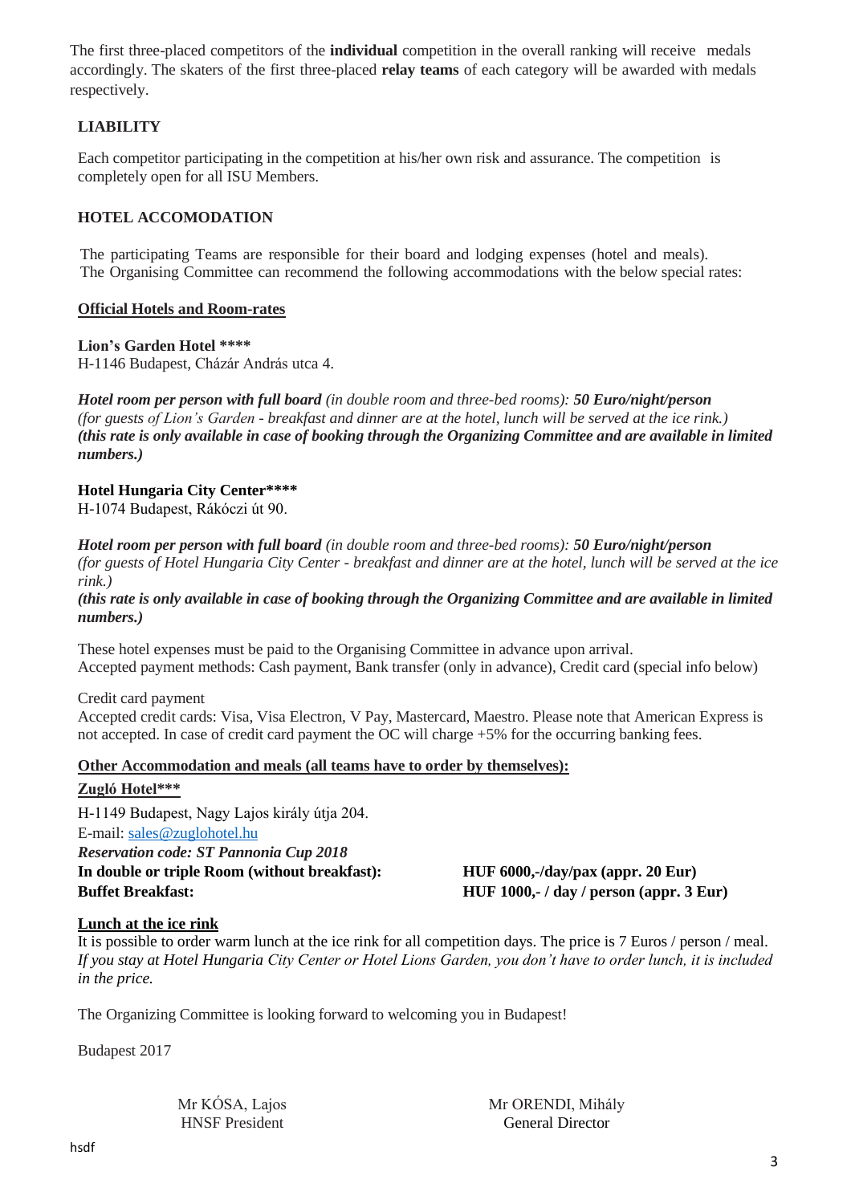The first three-placed competitors of the **individual** competition in the overall ranking will receive medals accordingly. The skaters of the first three-placed **relay teams** of each category will be awarded with medals respectively.

## LIABILITY

Each competitor participating in the competition at his/her own risk and assurance. The competition is completely open for all ISU Members.

## HOTEL ACCOMODATION

The participating Teams are responsible for their board and lodging expenses (hotel and meals). The Organising Committee can recommend the following accommodations with the below special rates:

### Official Hotels and Room-rates

**Lion's Garden Hotel \*\*\*\***
H-1146 Budapest, Cházár András utca 4.

***Hotel room per person with full board*** *(in double room and three-bed rooms):* ***50 Euro/night/person***
*(for guests of Lion's Garden - breakfast and dinner are at the hotel, lunch will be served at the ice rink.)*
***(this rate is only available in case of booking through the Organizing Committee and are available in limited numbers.)***

**Hotel Hungaria City Center\*\*\*\***
H-1074 Budapest, Rákóczi út 90.

***Hotel room per person with full board*** *(in double room and three-bed rooms):* ***50 Euro/night/person***
*(for guests of Hotel Hungaria City Center - breakfast and dinner are at the hotel, lunch will be served at the ice rink.)*
***(this rate is only available in case of booking through the Organizing Committee and are available in limited numbers.)***

These hotel expenses must be paid to the Organising Committee in advance upon arrival.
Accepted payment methods: Cash payment, Bank transfer (only in advance), Credit card (special info below)

Credit card payment
Accepted credit cards: Visa, Visa Electron, V Pay, Mastercard, Maestro. Please note that American Express is not accepted. In case of credit card payment the OC will charge +5% for the occurring banking fees.

### Other Accommodation and meals (all teams have to order by themselves):

**Zugló Hotel\*\*\***

H-1149 Budapest, Nagy Lajos király útja 204.
E-mail: sales@zuglohotel.hu
***Reservation code: ST Pannonia Cup 2018***

| | |
|---|---|
| **In double or triple Room (without breakfast):** | **HUF 6000,-/day/pax (appr. 20 Eur)** |
| **Buffet Breakfast:** | **HUF 1000,- / day / person (appr. 3 Eur)** |

### Lunch at the ice rink

It is possible to order warm lunch at the ice rink for all competition days. The price is 7 Euros / person / meal. *If you stay at Hotel Hungaria City Center or Hotel Lions Garden, you don't have to order lunch, it is included in the price.*

The Organizing Committee is looking forward to welcoming you in Budapest!

Budapest 2017

Mr KÓSA, Lajos
HNSF President

Mr ORENDI, Mihály
General Director

hsdf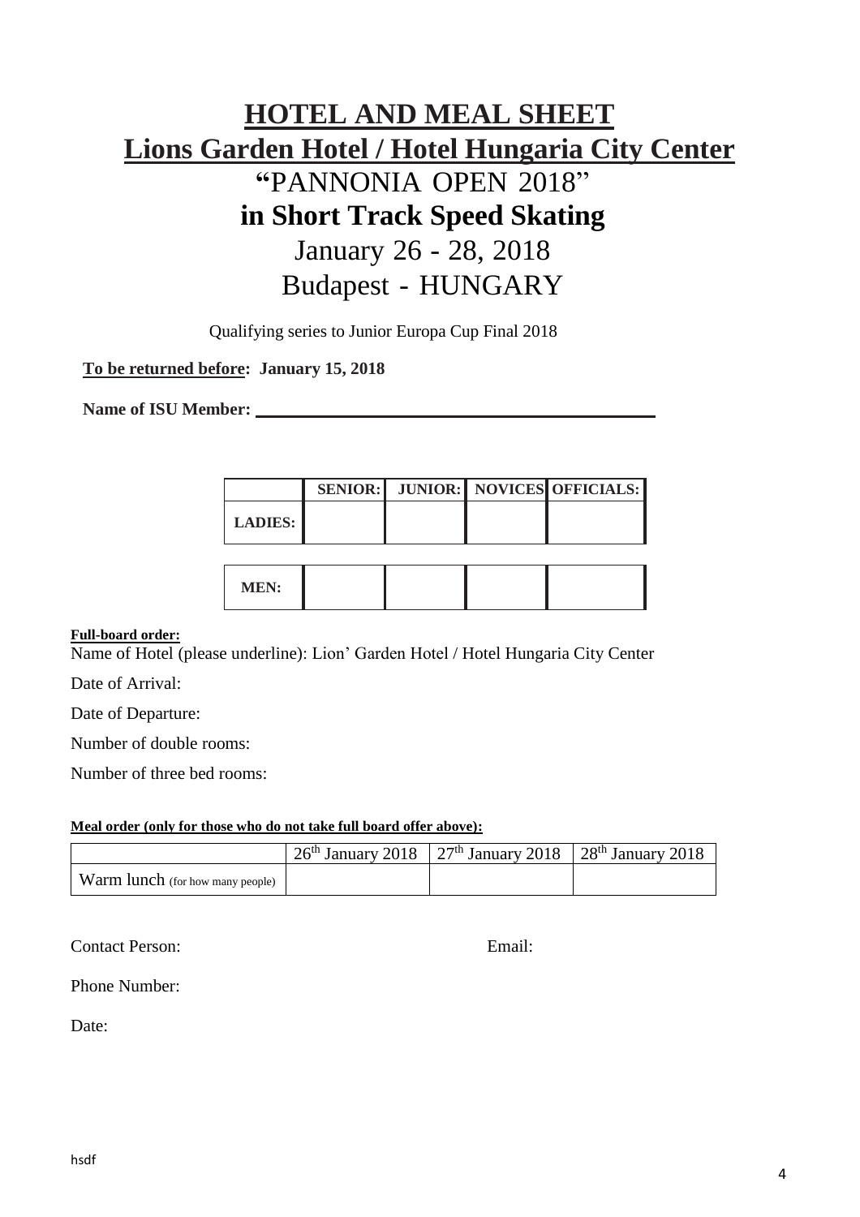# HOTEL AND MEAL SHEET

## Lions Garden Hotel / Hotel Hungaria City Center

## "PANNONIA OPEN 2018"

## in Short Track Speed Skating

## January 26 - 28, 2018

## Budapest - HUNGARY

Qualifying series to Junior Europa Cup Final 2018

**To be returned before: January 15, 2018**

**Name of ISU Member:** \_\_\_\_\_\_\_\_\_\_\_\_\_\_\_\_\_\_\_\_\_\_\_\_\_\_\_\_\_\_\_\_\_\_\_\_\_\_\_\_

| | SENIOR: | JUNIOR: | NOVICES | OFFICIALS: |
|---|---|---|---|---|
| LADIES: | | | | |
| MEN: | | | | |

**Full-board order:**

Name of Hotel (please underline): Lion' Garden Hotel / Hotel Hungaria City Center

Date of Arrival:

Date of Departure:

Number of double rooms:

Number of three bed rooms:

**Meal order (only for those who do not take full board offer above):**

| | 26th January 2018 | 27th January 2018 | 28th January 2018 |
|---|---|---|---|
| Warm lunch (for how many people) | | | |

Contact Person: Email:

Phone Number:

Date:

hsdf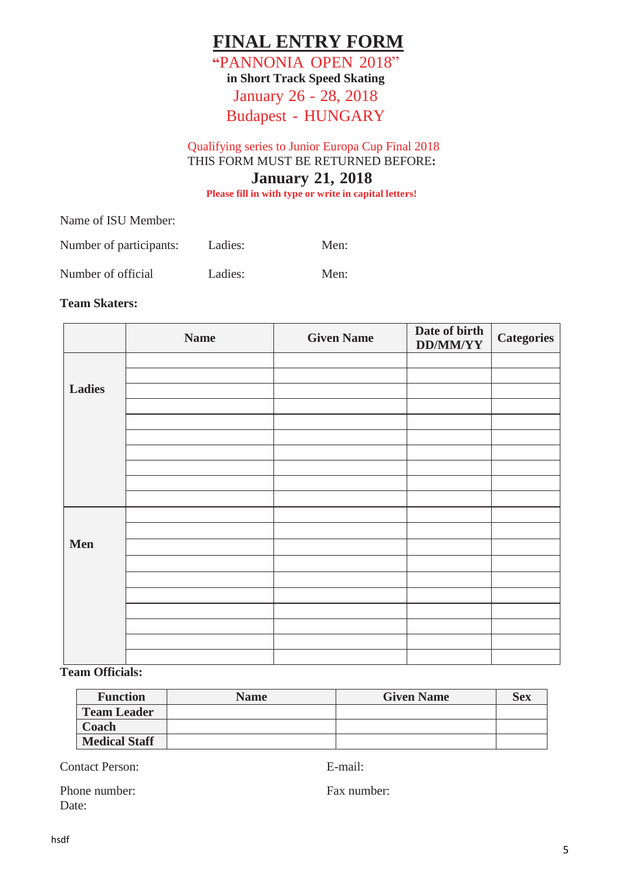# FINAL ENTRY FORM

"PANNONIA OPEN 2018"

**in Short Track Speed Skating**

January 26 - 28, 2018

Budapest - HUNGARY

Qualifying series to Junior Europa Cup Final 2018

THIS FORM MUST BE RETURNED BEFORE**:**

**January 21, 2018**

**Please fill in with type or write in capital letters!**

Name of ISU Member:

Number of participants: Ladies: Men:

Number of official Ladies: Men:

**Team Skaters:**

| | Name | Given Name | Date of birth DD/MM/YY | Categories |
|---|---|---|---|---|
| **Ladies** | | | | |
| | | | | |
| | | | | |
| | | | | |
| | | | | |
| | | | | |
| | | | | |
| | | | | |
| | | | | |
| | | | | |
| **Men** | | | | |
| | | | | |
| | | | | |
| | | | | |
| | | | | |
| | | | | |
| | | | | |
| | | | | |
| | | | | |
| | | | | |

**Team Officials:**

| Function | Name | Given Name | Sex |
|---|---|---|---|
| **Team Leader** | | | |
| **Coach** | | | |
| **Medical Staff** | | | |

Contact Person: E-mail:

Phone number: Fax number:

Date:

hsdf